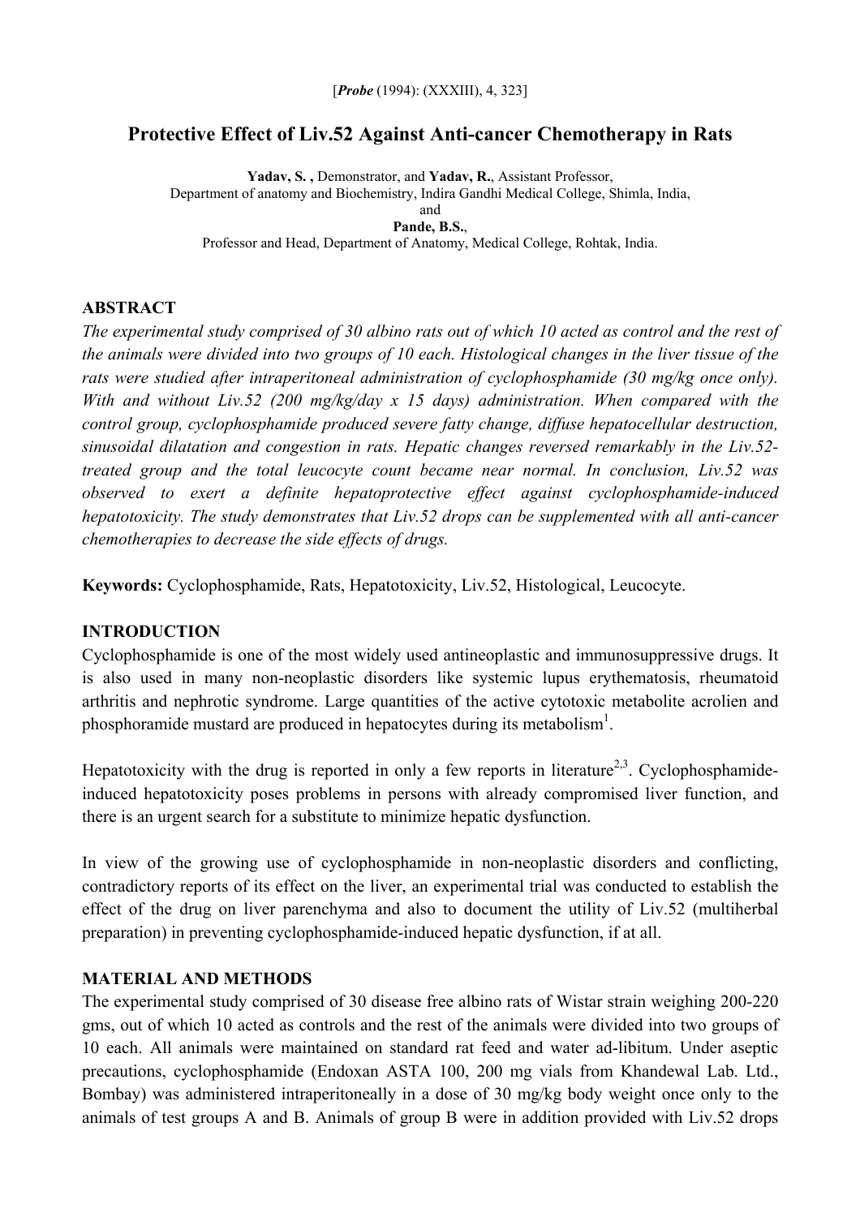[*Probe* (1994): (XXXIII), 4, 323]

# Protective Effect of Liv.52 Against Anti-cancer Chemotherapy in Rats

**Yadav, S. ,** Demonstrator, and **Yadav, R.**, Assistant Professor,
Department of anatomy and Biochemistry, Indira Gandhi Medical College, Shimla, India,
and
**Pande, B.S.**,
Professor and Head, Department of Anatomy, Medical College, Rohtak, India.

## ABSTRACT

*The experimental study comprised of 30 albino rats out of which 10 acted as control and the rest of the animals were divided into two groups of 10 each. Histological changes in the liver tissue of the rats were studied after intraperitoneal administration of cyclophosphamide (30 mg/kg once only). With and without Liv.52 (200 mg/kg/day x 15 days) administration. When compared with the control group, cyclophosphamide produced severe fatty change, diffuse hepatocellular destruction, sinusoidal dilatation and congestion in rats. Hepatic changes reversed remarkably in the Liv.52-treated group and the total leucocyte count became near normal. In conclusion, Liv.52 was observed to exert a definite hepatoprotective effect against cyclophosphamide-induced hepatotoxicity. The study demonstrates that Liv.52 drops can be supplemented with all anti-cancer chemotherapies to decrease the side effects of drugs.*

**Keywords:** Cyclophosphamide, Rats, Hepatotoxicity, Liv.52, Histological, Leucocyte.

## INTRODUCTION

Cyclophosphamide is one of the most widely used antineoplastic and immunosuppressive drugs. It is also used in many non-neoplastic disorders like systemic lupus erythematosis, rheumatoid arthritis and nephrotic syndrome. Large quantities of the active cytotoxic metabolite acrolien and phosphoramide mustard are produced in hepatocytes during its metabolism[1].

Hepatotoxicity with the drug is reported in only a few reports in literature[2,3]. Cyclophosphamide-induced hepatotoxicity poses problems in persons with already compromised liver function, and there is an urgent search for a substitute to minimize hepatic dysfunction.

In view of the growing use of cyclophosphamide in non-neoplastic disorders and conflicting, contradictory reports of its effect on the liver, an experimental trial was conducted to establish the effect of the drug on liver parenchyma and also to document the utility of Liv.52 (multiherbal preparation) in preventing cyclophosphamide-induced hepatic dysfunction, if at all.

## MATERIAL AND METHODS

The experimental study comprised of 30 disease free albino rats of Wistar strain weighing 200-220 gms, out of which 10 acted as controls and the rest of the animals were divided into two groups of 10 each. All animals were maintained on standard rat feed and water ad-libitum. Under aseptic precautions, cyclophosphamide (Endoxan ASTA 100, 200 mg vials from Khandewal Lab. Ltd., Bombay) was administered intraperitoneally in a dose of 30 mg/kg body weight once only to the animals of test groups A and B. Animals of group B were in addition provided with Liv.52 drops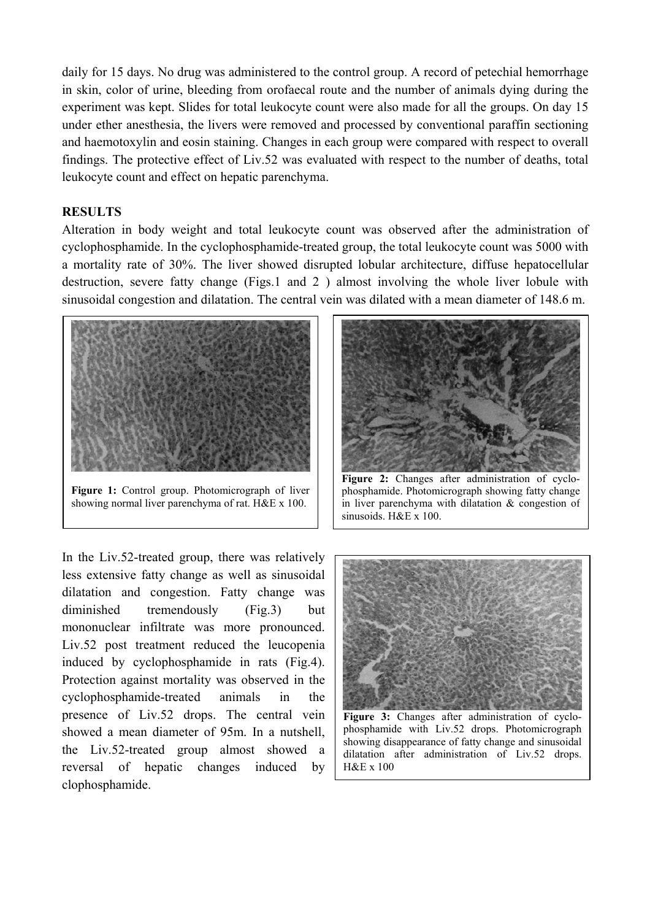daily for 15 days. No drug was administered to the control group. A record of petechial hemorrhage in skin, color of urine, bleeding from orofaecal route and the number of animals dying during the experiment was kept. Slides for total leukocyte count were also made for all the groups. On day 15 under ether anesthesia, the livers were removed and processed by conventional paraffin sectioning and haemotoxylin and eosin staining. Changes in each group were compared with respect to overall findings. The protective effect of Liv.52 was evaluated with respect to the number of deaths, total leukocyte count and effect on hepatic parenchyma.

## RESULTS

Alteration in body weight and total leukocyte count was observed after the administration of cyclophosphamide. In the cyclophosphamide-treated group, the total leukocyte count was 5000 with a mortality rate of 30%. The liver showed disrupted lobular architecture, diffuse hepatocellular destruction, severe fatty change (Figs.1 and 2 ) almost involving the whole liver lobule with sinusoidal congestion and dilatation. The central vein was dilated with a mean diameter of 148.6 m.

**Figure 1:** Control group. Photomicrograph of liver showing normal liver parenchyma of rat. H&E x 100.

**Figure 2:** Changes after administration of cyclophosphamide. Photomicrograph showing fatty change in liver parenchyma with dilatation & congestion of sinusoids. H&E x 100.

In the Liv.52-treated group, there was relatively less extensive fatty change as well as sinusoidal dilatation and congestion. Fatty change was diminished tremendously (Fig.3) but mononuclear infiltrate was more pronounced. Liv.52 post treatment reduced the leucopenia induced by cyclophosphamide in rats (Fig.4). Protection against mortality was observed in the cyclophosphamide-treated animals in the presence of Liv.52 drops. The central vein showed a mean diameter of 95m. In a nutshell, the Liv.52-treated group almost showed a reversal of hepatic changes induced by clophosphamide.

**Figure 3:** Changes after administration of cyclophosphamide with Liv.52 drops. Photomicrograph showing disappearance of fatty change and sinusoidal dilatation after administration of Liv.52 drops. H&E x 100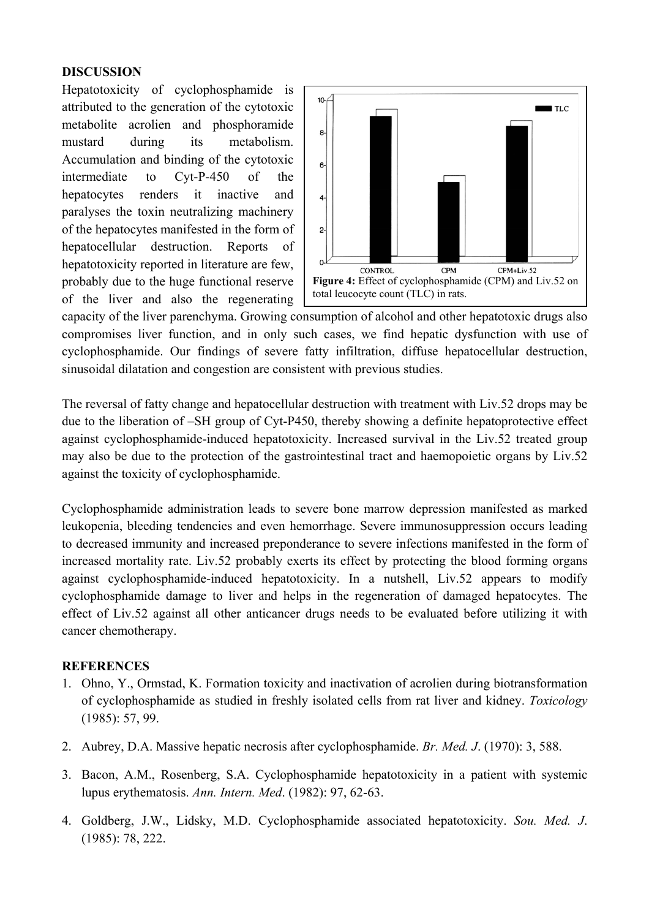## DISCUSSION

Hepatotoxicity of cyclophosphamide is attributed to the generation of the cytotoxic metabolite acrolien and phosphoramide mustard during its metabolism. Accumulation and binding of the cytotoxic intermediate to Cyt-P-450 of the hepatocytes renders it inactive and paralyses the toxin neutralizing machinery of the hepatocytes manifested in the form of hepatocellular destruction. Reports of hepatotoxicity reported in literature are few, probably due to the huge functional reserve of the liver and also the regenerating capacity of the liver parenchyma. Growing consumption of alcohol and other hepatotoxic drugs also compromises liver function, and in only such cases, we find hepatic dysfunction with use of cyclophosphamide. Our findings of severe fatty infiltration, diffuse hepatocellular destruction, sinusoidal dilatation and congestion are consistent with previous studies.

**Figure 4:** Effect of cyclophosphamide (CPM) and Liv.52 on total leucocyte count (TLC) in rats.

The reversal of fatty change and hepatocellular destruction with treatment with Liv.52 drops may be due to the liberation of –SH group of Cyt-P450, thereby showing a definite hepatoprotective effect against cyclophosphamide-induced hepatotoxicity. Increased survival in the Liv.52 treated group may also be due to the protection of the gastrointestinal tract and haemopoietic organs by Liv.52 against the toxicity of cyclophosphamide.

Cyclophosphamide administration leads to severe bone marrow depression manifested as marked leukopenia, bleeding tendencies and even hemorrhage. Severe immunosuppression occurs leading to decreased immunity and increased preponderance to severe infections manifested in the form of increased mortality rate. Liv.52 probably exerts its effect by protecting the blood forming organs against cyclophosphamide-induced hepatotoxicity. In a nutshell, Liv.52 appears to modify cyclophosphamide damage to liver and helps in the regeneration of damaged hepatocytes. The effect of Liv.52 against all other anticancer drugs needs to be evaluated before utilizing it with cancer chemotherapy.

## REFERENCES

1. Ohno, Y., Ormstad, K. Formation toxicity and inactivation of acrolien during biotransformation of cyclophosphamide as studied in freshly isolated cells from rat liver and kidney. *Toxicology* (1985): 57, 99.
2. Aubrey, D.A. Massive hepatic necrosis after cyclophosphamide. *Br. Med. J.* (1970): 3, 588.
3. Bacon, A.M., Rosenberg, S.A. Cyclophosphamide hepatotoxicity in a patient with systemic lupus erythematosis. *Ann. Intern. Med*. (1982): 97, 62-63.
4. Goldberg, J.W., Lidsky, M.D. Cyclophosphamide associated hepatotoxicity. *Sou. Med. J*. (1985): 78, 222.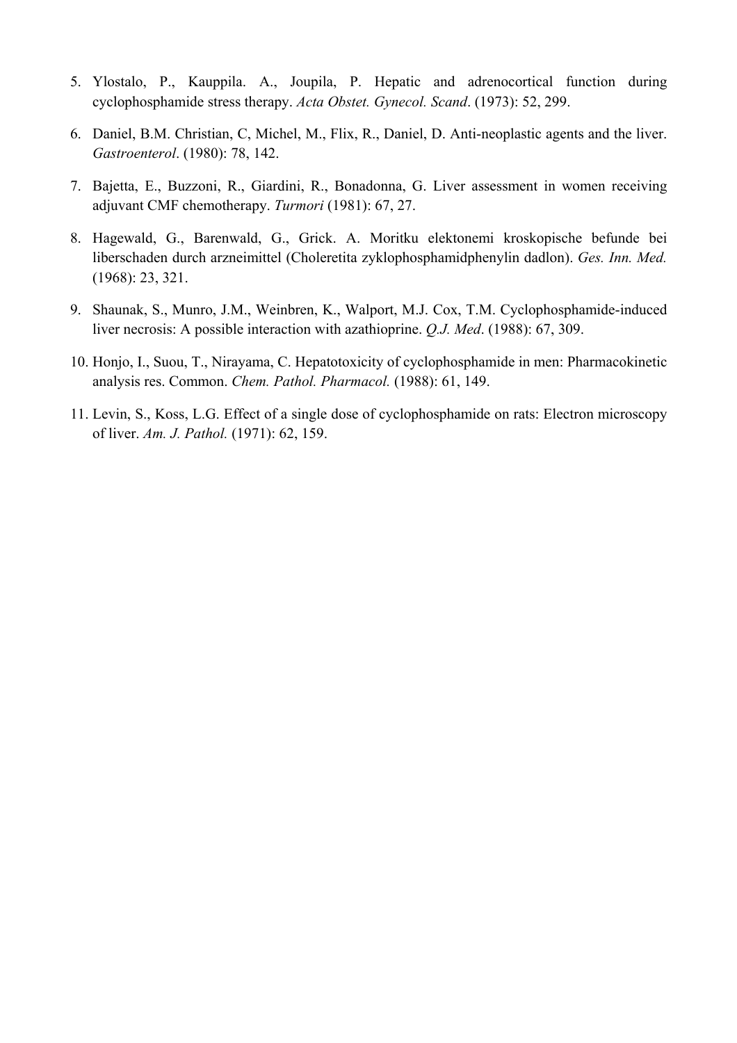5. Ylostalo, P., Kauppila. A., Joupila, P. Hepatic and adrenocortical function during cyclophosphamide stress therapy. *Acta Obstet. Gynecol. Scand*. (1973): 52, 299.

6. Daniel, B.M. Christian, C, Michel, M., Flix, R., Daniel, D. Anti-neoplastic agents and the liver. *Gastroenterol*. (1980): 78, 142.

7. Bajetta, E., Buzzoni, R., Giardini, R., Bonadonna, G. Liver assessment in women receiving adjuvant CMF chemotherapy. *Turmori* (1981): 67, 27.

8. Hagewald, G., Barenwald, G., Grick. A. Moritku elektonemi kroskopische befunde bei liberschaden durch arzneimittel (Choleretita zyklophosphamidphenylin dadlon). *Ges. Inn. Med.* (1968): 23, 321.

9. Shaunak, S., Munro, J.M., Weinbren, K., Walport, M.J. Cox, T.M. Cyclophosphamide-induced liver necrosis: A possible interaction with azathioprine. *Q.J. Med*. (1988): 67, 309.

10. Honjo, I., Suou, T., Nirayama, C. Hepatotoxicity of cyclophosphamide in men: Pharmacokinetic analysis res. Common. *Chem. Pathol. Pharmacol.* (1988): 61, 149.

11. Levin, S., Koss, L.G. Effect of a single dose of cyclophosphamide on rats: Electron microscopy of liver. *Am. J. Pathol.* (1971): 62, 159.